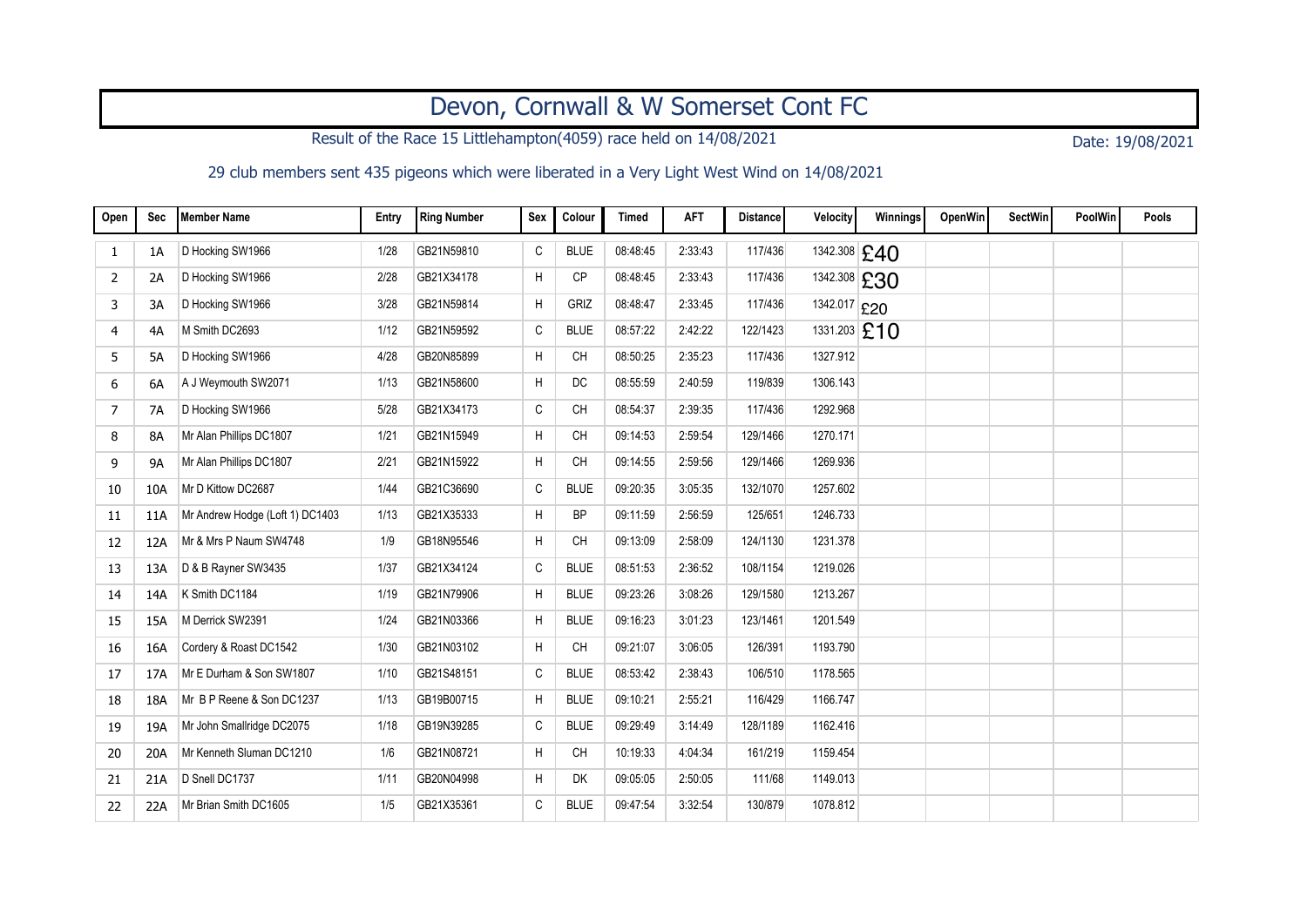# Devon, Cornwall & W Somerset Cont FC

Result of the Race 15 Littlehampton(4059) race held on 14/08/2021

Date: 19/08/2021

29 club members sent 435 pigeons which were liberated in a Very Light West Wind on 14/08/2021

| Open | Sec | Member Name | Entry | Ring Number | Sex | Colour | Timed | AFT | Distance | Velocity | Winnings | OpenWin | SectWin | PoolWin | Pools |
|---|---|---|---|---|---|---|---|---|---|---|---|---|---|---|---|
| 1 | 1A | D Hocking SW1966 | 1/28 | GB21N59810 | C | BLUE | 08:48:45 | 2:33:43 | 117/436 | 1342.308 | £40 | | | | |
| 2 | 2A | D Hocking SW1966 | 2/28 | GB21X34178 | H | CP | 08:48:45 | 2:33:43 | 117/436 | 1342.308 | £30 | | | | |
| 3 | 3A | D Hocking SW1966 | 3/28 | GB21N59814 | H | GRIZ | 08:48:47 | 2:33:45 | 117/436 | 1342.017 | £20 | | | | |
| 4 | 4A | M Smith DC2693 | 1/12 | GB21N59592 | C | BLUE | 08:57:22 | 2:42:22 | 122/1423 | 1331.203 | £10 | | | | |
| 5 | 5A | D Hocking SW1966 | 4/28 | GB20N85899 | H | CH | 08:50:25 | 2:35:23 | 117/436 | 1327.912 | | | | | |
| 6 | 6A | A J Weymouth SW2071 | 1/13 | GB21N58600 | H | DC | 08:55:59 | 2:40:59 | 119/839 | 1306.143 | | | | | |
| 7 | 7A | D Hocking SW1966 | 5/28 | GB21X34173 | C | CH | 08:54:37 | 2:39:35 | 117/436 | 1292.968 | | | | | |
| 8 | 8A | Mr Alan Phillips DC1807 | 1/21 | GB21N15949 | H | CH | 09:14:53 | 2:59:54 | 129/1466 | 1270.171 | | | | | |
| 9 | 9A | Mr Alan Phillips DC1807 | 2/21 | GB21N15922 | H | CH | 09:14:55 | 2:59:56 | 129/1466 | 1269.936 | | | | | |
| 10 | 10A | Mr D Kittow DC2687 | 1/44 | GB21C36690 | C | BLUE | 09:20:35 | 3:05:35 | 132/1070 | 1257.602 | | | | | |
| 11 | 11A | Mr Andrew Hodge (Loft 1) DC1403 | 1/13 | GB21X35333 | H | BP | 09:11:59 | 2:56:59 | 125/651 | 1246.733 | | | | | |
| 12 | 12A | Mr & Mrs P Naum SW4748 | 1/9 | GB18N95546 | H | CH | 09:13:09 | 2:58:09 | 124/1130 | 1231.378 | | | | | |
| 13 | 13A | D & B Rayner SW3435 | 1/37 | GB21X34124 | C | BLUE | 08:51:53 | 2:36:52 | 108/1154 | 1219.026 | | | | | |
| 14 | 14A | K Smith DC1184 | 1/19 | GB21N79906 | H | BLUE | 09:23:26 | 3:08:26 | 129/1580 | 1213.267 | | | | | |
| 15 | 15A | M Derrick SW2391 | 1/24 | GB21N03366 | H | BLUE | 09:16:23 | 3:01:23 | 123/1461 | 1201.549 | | | | | |
| 16 | 16A | Cordery & Roast DC1542 | 1/30 | GB21N03102 | H | CH | 09:21:07 | 3:06:05 | 126/391 | 1193.790 | | | | | |
| 17 | 17A | Mr E Durham & Son SW1807 | 1/10 | GB21S48151 | C | BLUE | 08:53:42 | 2:38:43 | 106/510 | 1178.565 | | | | | |
| 18 | 18A | Mr B P Reene & Son DC1237 | 1/13 | GB19B00715 | H | BLUE | 09:10:21 | 2:55:21 | 116/429 | 1166.747 | | | | | |
| 19 | 19A | Mr John Smallridge DC2075 | 1/18 | GB19N39285 | C | BLUE | 09:29:49 | 3:14:49 | 128/1189 | 1162.416 | | | | | |
| 20 | 20A | Mr Kenneth Sluman DC1210 | 1/6 | GB21N08721 | H | CH | 10:19:33 | 4:04:34 | 161/219 | 1159.454 | | | | | |
| 21 | 21A | D Snell DC1737 | 1/11 | GB20N04998 | H | DK | 09:05:05 | 2:50:05 | 111/68 | 1149.013 | | | | | |
| 22 | 22A | Mr Brian Smith DC1605 | 1/5 | GB21X35361 | C | BLUE | 09:47:54 | 3:32:54 | 130/879 | 1078.812 | | | | | |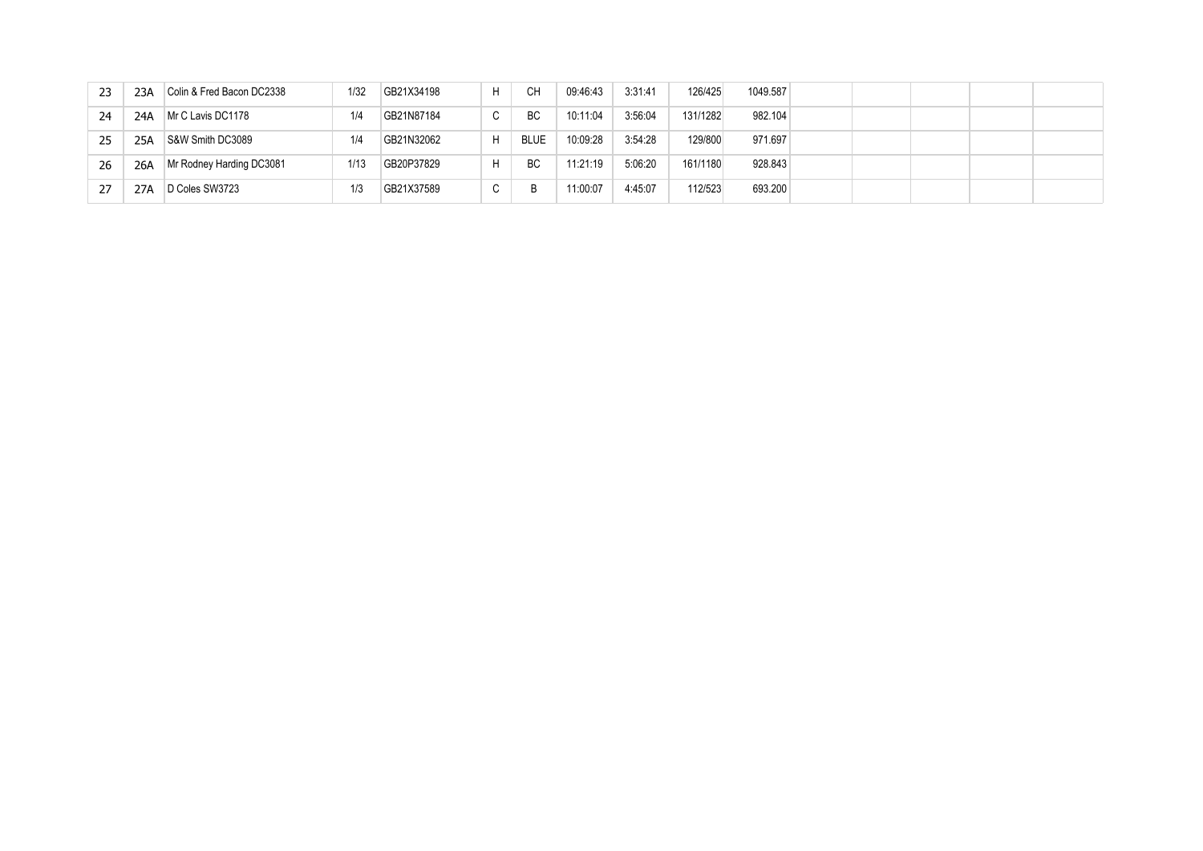| | | | | | | | | | | | | | | | |
|---|---|---|---|---|---|---|---|---|---|---|---|---|---|---|---|
| 23 | 23A | Colin & Fred Bacon DC2338 | 1/32 | GB21X34198 | H | CH | 09:46:43 | 3:31:41 | 126/425 | 1049.587 | | | | | |
| 24 | 24A | Mr C Lavis DC1178 | 1/4 | GB21N87184 | C | BC | 10:11:04 | 3:56:04 | 131/1282 | 982.104 | | | | | |
| 25 | 25A | S&W Smith DC3089 | 1/4 | GB21N32062 | H | BLUE | 10:09:28 | 3:54:28 | 129/800 | 971.697 | | | | | |
| 26 | 26A | Mr Rodney Harding DC3081 | 1/13 | GB20P37829 | H | BC | 11:21:19 | 5:06:20 | 161/1180 | 928.843 | | | | | |
| 27 | 27A | D Coles SW3723 | 1/3 | GB21X37589 | C | B | 11:00:07 | 4:45:07 | 112/523 | 693.200 | | | | | |